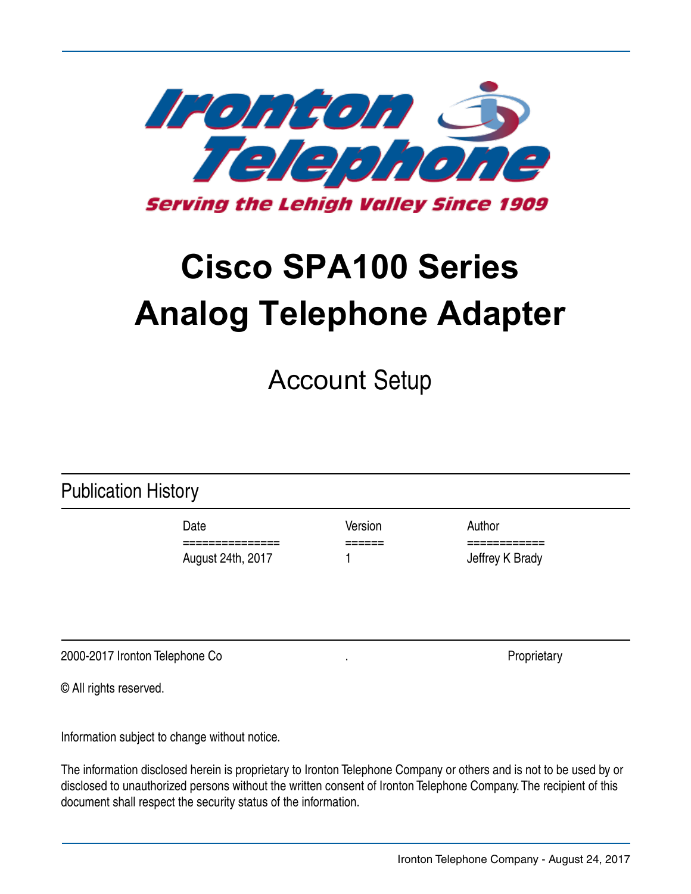Ironton Telephone

Serving the Lehigh Valley Since 1909

# Cisco SPA100 Series Analog Telephone Adapter

## Account Setup

## Publication History

| Date | Version | Author |
| --- | --- | --- |
| August 24th, 2017 | 1 | Jeffrey K Brady |

2000-2017 Ironton Telephone Co . Proprietary

© All rights reserved.

Information subject to change without notice.

The information disclosed herein is proprietary to Ironton Telephone Company or others and is not to be used by or disclosed to unauthorized persons without the written consent of Ironton Telephone Company. The recipient of this document shall respect the security status of the information.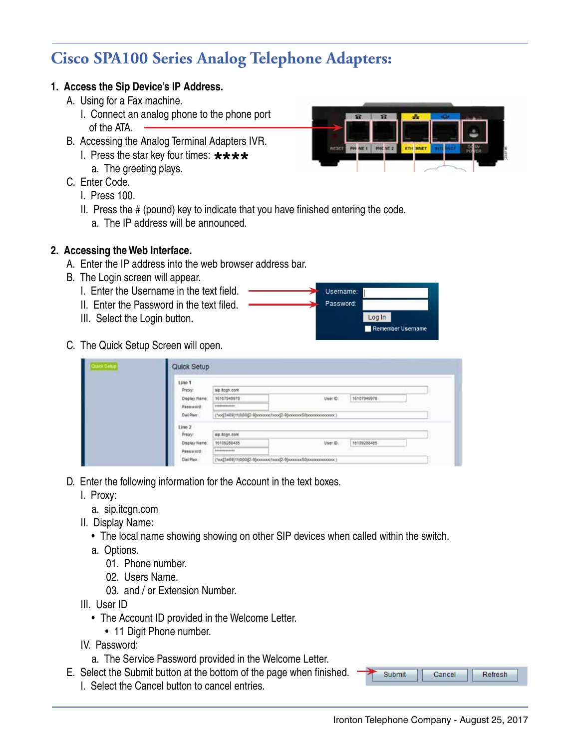# Cisco SPA100 Series Analog Telephone Adapters:

1. **Access the Sip Device's IP Address.**
   - A. Using for a Fax machine.
     - I. Connect an analog phone to the phone port of the ATA.
   - B. Accessing the Analog Terminal Adapters IVR.
     - I. Press the star key four times: ****
       - a. The greeting plays.
   - C. Enter Code.
     - I. Press 100.
     - II. Press the # (pound) key to indicate that you have finished entering the code.
       - a. The IP address will be announced.

2. **Accessing the Web Interface.**
   - A. Enter the IP address into the web browser address bar.
   - B. The Login screen will appear.
     - I. Enter the Username in the text field.
     - II. Enter the Password in the text filed.
     - III. Select the Login button.
   - C. The Quick Setup Screen will open.
   - D. Enter the following information for the Account in the text boxes.
     - I. Proxy:
       - a. sip.itcgn.com
     - II. Display Name:
       - The local name showing showing on other SIP devices when called within the switch.
       - a. Options.
         - 01. Phone number.
         - 02. Users Name.
         - 03. and / or Extension Number.
     - III. User ID
       - The Account ID provided in the Welcome Letter.
         - 11 Digit Phone number.
     - IV. Password:
       - a. The Service Password provided in the Welcome Letter.
   - E. Select the Submit button at the bottom of the page when finished.
     - I. Select the Cancel button to cancel entries.

Ironton Telephone Company - August 25, 2017